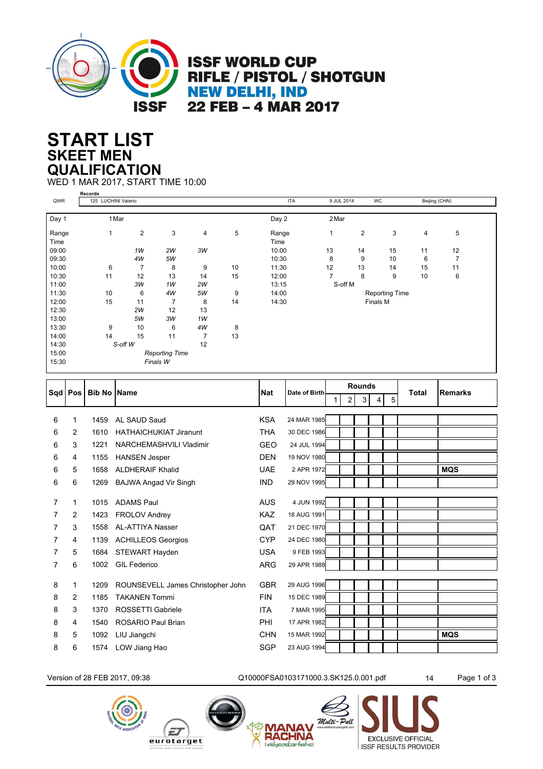**ISSF WORLD CUP**
**RIFLE / PISTOL / SHOTGUN**
**NEW DELHI, IND**
**22 FEB – 4 MAR 2017**

# START LIST
## SKEET MEN
## QUALIFICATION

WED 1 MAR 2017, START TIME 10:00

| | Records | | | | |
|---|---|---|---|---|---|
| QWR | 125 LUCHINI Valerio | ITA | 9 JUL 2014 | WC | Beijing (CHN) |

| Day 1 | 1 Mar | | | | | Day 2 | 2 Mar | | | | |
|---|---|---|---|---|---|---|---|---|---|---|---|
| Range Time | 1 | 2 | 3 | 4 | 5 | Range Time | 1 | 2 | 3 | 4 | 5 |
| 09:00 | | *1W* | *2W* | *3W* | | 10:00 | 13 | 14 | 15 | 11 | 12 |
| 09:30 | | *4W* | *5W* | | | 10:30 | 8 | 9 | 10 | 6 | 7 |
| 10:00 | 6 | 7 | 8 | 9 | 10 | 11:30 | 12 | 13 | 14 | 15 | 11 |
| 10:30 | 11 | 12 | 13 | 14 | 15 | 12:00 | 7 | 8 | 9 | 10 | 6 |
| 11:00 | | *3W* | *1W* | *2W* | | 13:15 | S-off M | | | | |
| 11:30 | 10 | 6 | *4W* | *5W* | 9 | 14:00 | | | Reporting Time | | |
| 12:00 | 15 | 11 | 7 | 8 | 14 | 14:30 | | | Finals M | | |
| 12:30 | | *2W* | 12 | 13 | | | | | | | |
| 13:00 | | *5W* | *3W* | *1W* | | | | | | | |
| 13:30 | 9 | 10 | 6 | *4W* | 8 | | | | | | |
| 14:00 | 14 | 15 | 11 | 7 | 13 | | | | | | |
| 14:30 | *S-off W* | | | 12 | | | | | | | |
| 15:00 | | | *Reporting Time* | | | | | | | | |
| 15:30 | | | *Finals W* | | | | | | | | |

| Sqd | Pos | Bib No | Name | Nat | Date of Birth | Rounds 1 | 2 | 3 | 4 | 5 | Total | Remarks |
|---|---|---|---|---|---|---|---|---|---|---|---|---|
| 6 | 1 | 1459 | AL SAUD Saud | KSA | 24 MAR 1985 | | | | | | | |
| 6 | 2 | 1610 | HATHAICHUKIAT Jiranunt | THA | 30 DEC 1986 | | | | | | | |
| 6 | 3 | 1221 | NARCHEMASHVILI Vladimir | GEO | 24 JUL 1994 | | | | | | | |
| 6 | 4 | 1155 | HANSEN Jesper | DEN | 19 NOV 1980 | | | | | | | |
| 6 | 5 | 1658 | ALDHERAIF Khalid | UAE | 2 APR 1972 | | | | | | | **MQS** |
| 6 | 6 | 1269 | BAJWA Angad Vir Singh | IND | 29 NOV 1995 | | | | | | | |
| 7 | 1 | 1015 | ADAMS Paul | AUS | 4 JUN 1992 | | | | | | | |
| 7 | 2 | 1423 | FROLOV Andrey | KAZ | 18 AUG 1991 | | | | | | | |
| 7 | 3 | 1558 | AL-ATTIYA Nasser | QAT | 21 DEC 1970 | | | | | | | |
| 7 | 4 | 1139 | ACHILLEOS Georgios | CYP | 24 DEC 1980 | | | | | | | |
| 7 | 5 | 1684 | STEWART Hayden | USA | 9 FEB 1993 | | | | | | | |
| 7 | 6 | 1002 | GIL Federico | ARG | 29 APR 1988 | | | | | | | |
| 8 | 1 | 1209 | ROUNSEVELL James Christopher John | GBR | 29 AUG 1996 | | | | | | | |
| 8 | 2 | 1185 | TAKANEN Tommi | FIN | 15 DEC 1989 | | | | | | | |
| 8 | 3 | 1370 | ROSSETTI Gabriele | ITA | 7 MAR 1995 | | | | | | | |
| 8 | 4 | 1540 | ROSARIO Paul Brian | PHI | 17 APR 1982 | | | | | | | |
| 8 | 5 | 1092 | LIU Jiangchi | CHN | 15 MAR 1992 | | | | | | | **MQS** |
| 8 | 6 | 1574 | LOW Jiang Hao | SGP | 23 AUG 1994 | | | | | | | |

Version of 28 FEB 2017, 09:38 Q10000FSA0103171000.3.SK125.0.001.pdf 14

EXCLUSIVE OFFICIAL ISSF RESULTS PROVIDER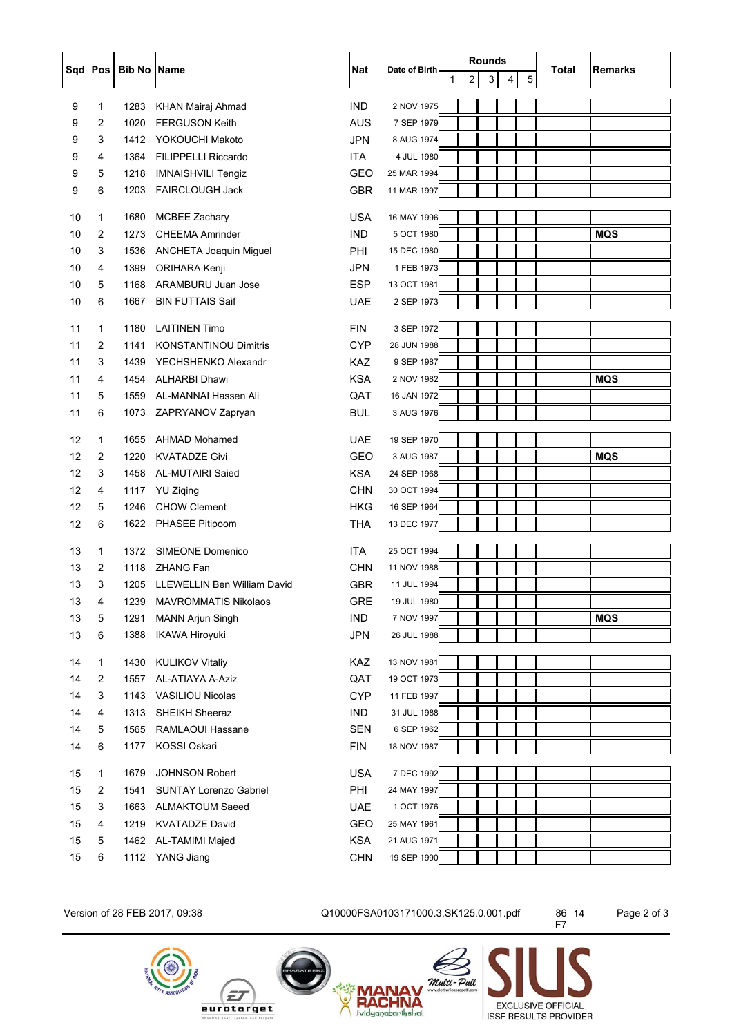| Sqd | Pos | Bib No | Name | Nat | Date of Birth | Rounds | | | | | Total | Remarks |
|---|---|---|---|---|---|---|---|---|---|---|---|---|
| | | | | | | 1 | 2 | 3 | 4 | 5 | | |
| 9 | 1 | 1283 | KHAN Mairaj Ahmad | IND | 2 NOV 1975 | | | | | | | |
| 9 | 2 | 1020 | FERGUSON Keith | AUS | 7 SEP 1979 | | | | | | | |
| 9 | 3 | 1412 | YOKOUCHI Makoto | JPN | 8 AUG 1974 | | | | | | | |
| 9 | 4 | 1364 | FILIPPELLI Riccardo | ITA | 4 JUL 1980 | | | | | | | |
| 9 | 5 | 1218 | IMNAISHVILI Tengiz | GEO | 25 MAR 1994 | | | | | | | |
| 9 | 6 | 1203 | FAIRCLOUGH Jack | GBR | 11 MAR 1997 | | | | | | | |
| 10 | 1 | 1680 | MCBEE Zachary | USA | 16 MAY 1996 | | | | | | | |
| 10 | 2 | 1273 | CHEEMA Amrinder | IND | 5 OCT 1980 | | | | | | | **MQS** |
| 10 | 3 | 1536 | ANCHETA Joaquin Miguel | PHI | 15 DEC 1980 | | | | | | | |
| 10 | 4 | 1399 | ORIHARA Kenji | JPN | 1 FEB 1973 | | | | | | | |
| 10 | 5 | 1168 | ARAMBURU Juan Jose | ESP | 13 OCT 1981 | | | | | | | |
| 10 | 6 | 1667 | BIN FUTTAIS Saif | UAE | 2 SEP 1973 | | | | | | | |
| 11 | 1 | 1180 | LAITINEN Timo | FIN | 3 SEP 1972 | | | | | | | |
| 11 | 2 | 1141 | KONSTANTINOU Dimitris | CYP | 28 JUN 1988 | | | | | | | |
| 11 | 3 | 1439 | YECHSHENKO Alexandr | KAZ | 9 SEP 1987 | | | | | | | |
| 11 | 4 | 1454 | ALHARBI Dhawi | KSA | 2 NOV 1982 | | | | | | | **MQS** |
| 11 | 5 | 1559 | AL-MANNAI Hassen Ali | QAT | 16 JAN 1972 | | | | | | | |
| 11 | 6 | 1073 | ZAPRYANOV Zapryan | BUL | 3 AUG 1976 | | | | | | | |
| 12 | 1 | 1655 | AHMAD Mohamed | UAE | 19 SEP 1970 | | | | | | | |
| 12 | 2 | 1220 | KVATADZE Givi | GEO | 3 AUG 1987 | | | | | | | **MQS** |
| 12 | 3 | 1458 | AL-MUTAIRI Saied | KSA | 24 SEP 1968 | | | | | | | |
| 12 | 4 | 1117 | YU Ziqing | CHN | 30 OCT 1994 | | | | | | | |
| 12 | 5 | 1246 | CHOW Clement | HKG | 16 SEP 1964 | | | | | | | |
| 12 | 6 | 1622 | PHASEE Pitipoom | THA | 13 DEC 1977 | | | | | | | |
| 13 | 1 | 1372 | SIMEONE Domenico | ITA | 25 OCT 1994 | | | | | | | |
| 13 | 2 | 1118 | ZHANG Fan | CHN | 11 NOV 1988 | | | | | | | |
| 13 | 3 | 1205 | LLEWELLIN Ben William David | GBR | 11 JUL 1994 | | | | | | | |
| 13 | 4 | 1239 | MAVROMMATIS Nikolaos | GRE | 19 JUL 1980 | | | | | | | |
| 13 | 5 | 1291 | MANN Arjun Singh | IND | 7 NOV 1997 | | | | | | | **MQS** |
| 13 | 6 | 1388 | IKAWA Hiroyuki | JPN | 26 JUL 1988 | | | | | | | |
| 14 | 1 | 1430 | KULIKOV Vitaliy | KAZ | 13 NOV 1981 | | | | | | | |
| 14 | 2 | 1557 | AL-ATIAYA A-Aziz | QAT | 19 OCT 1973 | | | | | | | |
| 14 | 3 | 1143 | VASILIOU Nicolas | CYP | 11 FEB 1997 | | | | | | | |
| 14 | 4 | 1313 | SHEIKH Sheeraz | IND | 31 JUL 1988 | | | | | | | |
| 14 | 5 | 1565 | RAMLAOUI Hassane | SEN | 6 SEP 1962 | | | | | | | |
| 14 | 6 | 1177 | KOSSI Oskari | FIN | 18 NOV 1987 | | | | | | | |
| 15 | 1 | 1679 | JOHNSON Robert | USA | 7 DEC 1992 | | | | | | | |
| 15 | 2 | 1541 | SUNTAY Lorenzo Gabriel | PHI | 24 MAY 1997 | | | | | | | |
| 15 | 3 | 1663 | ALMAKTOUM Saeed | UAE | 1 OCT 1976 | | | | | | | |
| 15 | 4 | 1219 | KVATADZE David | GEO | 25 MAY 1961 | | | | | | | |
| 15 | 5 | 1462 | AL-TAMIMI Majed | KSA | 21 AUG 1971 | | | | | | | |
| 15 | 6 | 1112 | YANG Jiang | CHN | 19 SEP 1990 | | | | | | | |

Version of 28 FEB 2017, 09:38 Q10000FSA0103171000.3.SK125.0.001.pdf 86 14 F7

EXCLUSIVE OFFICIAL ISSF RESULTS PROVIDER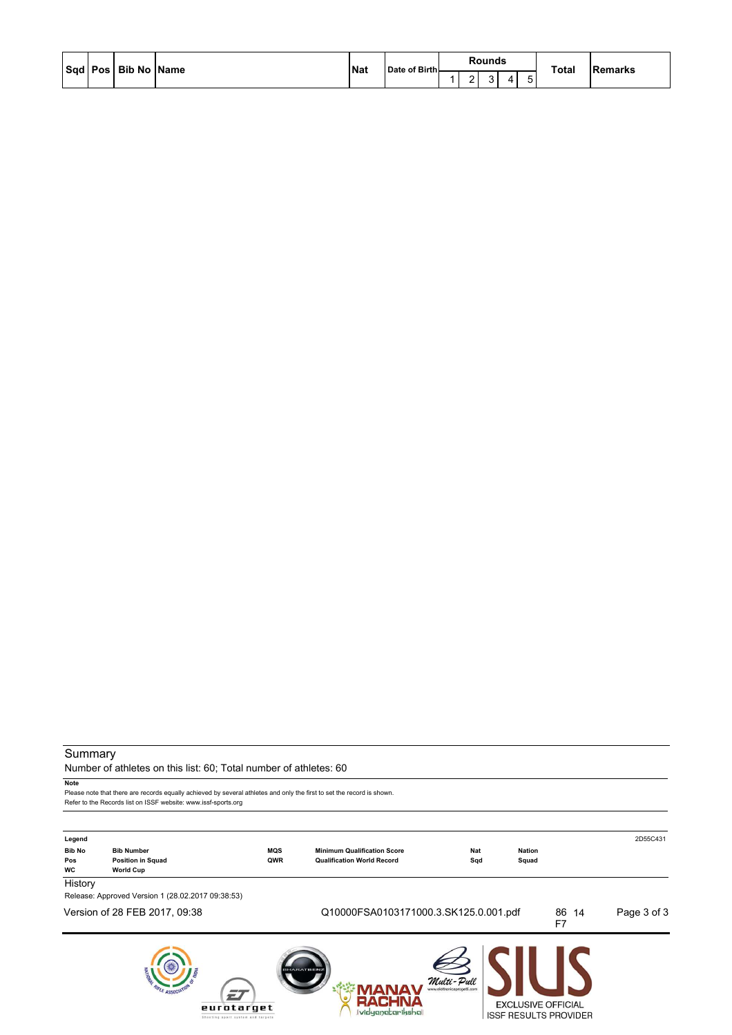| Sqd | Pos | Bib No | Name | Nat | Date of Birth | Rounds | | | | | Total | Remarks |
|---|---|---|---|---|---|---|---|---|---|---|---|---|
| | | | | | | 1 | 2 | 3 | 4 | 5 | | |

## Summary

Number of athletes on this list: 60; Total number of athletes: 60

**Note**

Please note that there are records equally achieved by several athletes and only the first to set the record is shown.
Refer to the Records list on ISSF website: www.issf-sports.org

**Legend** 2D55C431

| | | | | | |
|---|---|---|---|---|---|
| **Bib No** | **Bib Number** | **MQS** | **Minimum Qualification Score** | **Nat** | **Nation** |
| **Pos** | **Position in Squad** | **QWR** | **Qualification World Record** | **Sqd** | **Squad** |
| **WC** | **World Cup** | | | | |

History

Release: Approved Version 1 (28.02.2017 09:38:53)

Version of 28 FEB 2017, 09:38 Q10000FSA0103171000.3.SK125.0.001.pdf 86 14 F7

EXCLUSIVE OFFICIAL ISSF RESULTS PROVIDER